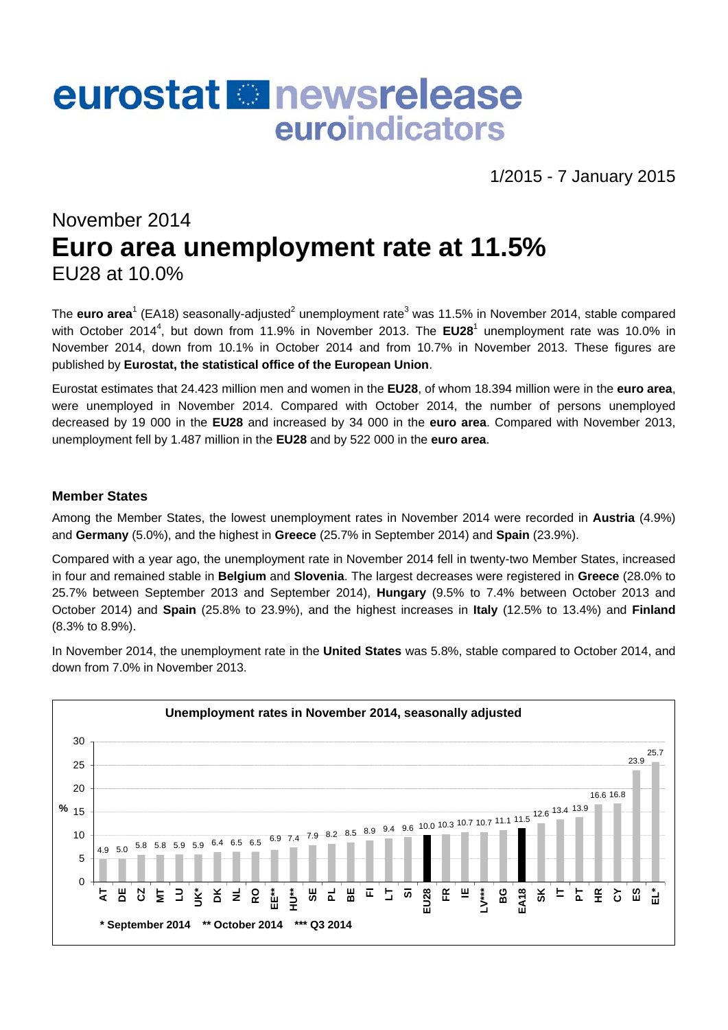# eurostat newsrelease euroindicators

1/2015 - 7 January 2015

## November 2014
# Euro area unemployment rate at 11.5%
## EU28 at 10.0%

The **euro area**[1] (EA18) seasonally-adjusted[2] unemployment rate[3] was 11.5% in November 2014, stable compared with October 2014[4], but down from 11.9% in November 2013. The **EU28**[1] unemployment rate was 10.0% in November 2014, down from 10.1% in October 2014 and from 10.7% in November 2013. These figures are published by **Eurostat, the statistical office of the European Union**.

Eurostat estimates that 24.423 million men and women in the **EU28**, of whom 18.394 million were in the **euro area**, were unemployed in November 2014. Compared with October 2014, the number of persons unemployed decreased by 19 000 in the **EU28** and increased by 34 000 in the **euro area**. Compared with November 2013, unemployment fell by 1.487 million in the **EU28** and by 522 000 in the **euro area**.

### Member States

Among the Member States, the lowest unemployment rates in November 2014 were recorded in **Austria** (4.9%) and **Germany** (5.0%), and the highest in **Greece** (25.7% in September 2014) and **Spain** (23.9%).

Compared with a year ago, the unemployment rate in November 2014 fell in twenty-two Member States, increased in four and remained stable in **Belgium** and **Slovenia**. The largest decreases were registered in **Greece** (28.0% to 25.7% between September 2013 and September 2014), **Hungary** (9.5% to 7.4% between October 2013 and October 2014) and **Spain** (25.8% to 23.9%), and the highest increases in **Italy** (12.5% to 13.4%) and **Finland** (8.3% to 8.9%).

In November 2014, the unemployment rate in the **United States** was 5.8%, stable compared to October 2014, and down from 7.0% in November 2013.

**Unemployment rates in November 2014, seasonally adjusted**

| Country | % |
|---|---|
| AT | 4.9 |
| DE | 5.0 |
| CZ | 5.8 |
| MT | 5.8 |
| LU | 5.9 |
| UK* | 5.9 |
| DK | 6.4 |
| NL | 6.5 |
| RO | 6.5 |
| EE** | 6.9 |
| HU** | 7.4 |
| SE | 7.9 |
| PL | 8.2 |
| BE | 8.5 |
| FI | 8.9 |
| LT | 9.4 |
| SI | 9.6 |
| EU28 | 10.0 |
| FR | 10.3 |
| IE | 10.7 |
| LV*** | 10.7 |
| BG | 11.1 |
| EA18 | 11.5 |
| SK | 12.6 |
| IT | 13.4 |
| PT | 13.9 |
| HR | 16.6 |
| CY | 16.8 |
| ES | 23.9 |
| EL* | 25.7 |

\* September 2014 \*\* October 2014 \*\*\* Q3 2014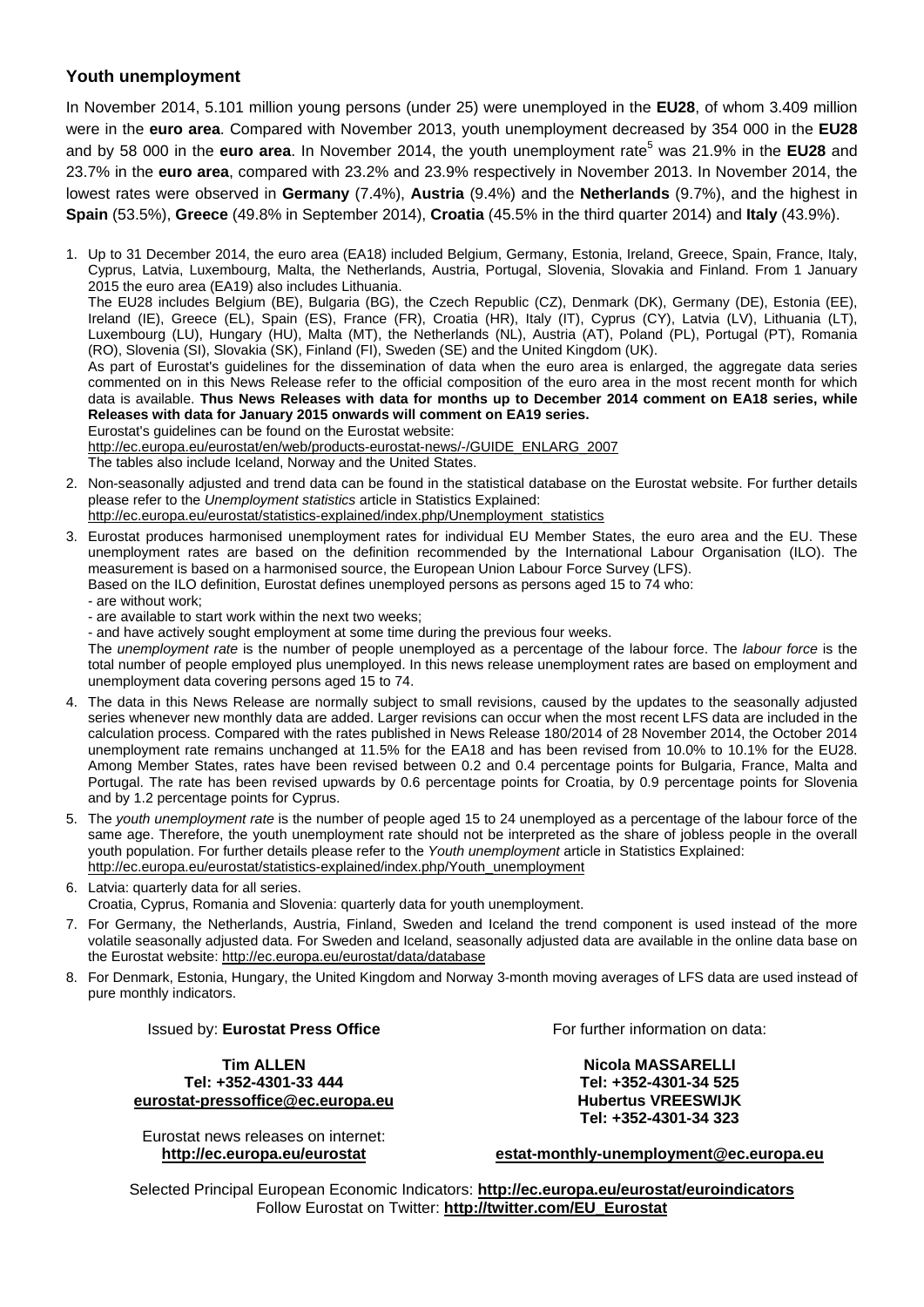## Youth unemployment

In November 2014, 5.101 million young persons (under 25) were unemployed in the **EU28**, of whom 3.409 million were in the **euro area**. Compared with November 2013, youth unemployment decreased by 354 000 in the **EU28** and by 58 000 in the **euro area**. In November 2014, the youth unemployment rate[5] was 21.9% in the **EU28** and 23.7% in the **euro area**, compared with 23.2% and 23.9% respectively in November 2013. In November 2014, the lowest rates were observed in **Germany** (7.4%), **Austria** (9.4%) and the **Netherlands** (9.7%), and the highest in **Spain** (53.5%), **Greece** (49.8% in September 2014), **Croatia** (45.5% in the third quarter 2014) and **Italy** (43.9%).

1. Up to 31 December 2014, the euro area (EA18) included Belgium, Germany, Estonia, Ireland, Greece, Spain, France, Italy, Cyprus, Latvia, Luxembourg, Malta, the Netherlands, Austria, Portugal, Slovenia, Slovakia and Finland. From 1 January 2015 the euro area (EA19) also includes Lithuania.
   The EU28 includes Belgium (BE), Bulgaria (BG), the Czech Republic (CZ), Denmark (DK), Germany (DE), Estonia (EE), Ireland (IE), Greece (EL), Spain (ES), France (FR), Croatia (HR), Italy (IT), Cyprus (CY), Latvia (LV), Lithuania (LT), Luxembourg (LU), Hungary (HU), Malta (MT), the Netherlands (NL), Austria (AT), Poland (PL), Portugal (PT), Romania (RO), Slovenia (SI), Slovakia (SK), Finland (FI), Sweden (SE) and the United Kingdom (UK).
   As part of Eurostat's guidelines for the dissemination of data when the euro area is enlarged, the aggregate data series commented on in this News Release refer to the official composition of the euro area in the most recent month for which data is available. **Thus News Releases with data for months up to December 2014 comment on EA18 series, while Releases with data for January 2015 onwards will comment on EA19 series.**
   Eurostat's guidelines can be found on the Eurostat website:
   http://ec.europa.eu/eurostat/en/web/products-eurostat-news/-/GUIDE_ENLARG_2007
   The tables also include Iceland, Norway and the United States.
2. Non-seasonally adjusted and trend data can be found in the statistical database on the Eurostat website. For further details please refer to the *Unemployment statistics* article in Statistics Explained:
   http://ec.europa.eu/eurostat/statistics-explained/index.php/Unemployment_statistics
3. Eurostat produces harmonised unemployment rates for individual EU Member States, the euro area and the EU. These unemployment rates are based on the definition recommended by the International Labour Organisation (ILO). The measurement is based on a harmonised source, the European Union Labour Force Survey (LFS).
   Based on the ILO definition, Eurostat defines unemployed persons as persons aged 15 to 74 who:
   - are without work;
   - are available to start work within the next two weeks;
   - and have actively sought employment at some time during the previous four weeks.

   The *unemployment rate* is the number of people unemployed as a percentage of the labour force. The *labour force* is the total number of people employed plus unemployed. In this news release unemployment rates are based on employment and unemployment data covering persons aged 15 to 74.
4. The data in this News Release are normally subject to small revisions, caused by the updates to the seasonally adjusted series whenever new monthly data are added. Larger revisions can occur when the most recent LFS data are included in the calculation process. Compared with the rates published in News Release 180/2014 of 28 November 2014, the October 2014 unemployment rate remains unchanged at 11.5% for the EA18 and has been revised from 10.0% to 10.1% for the EU28. Among Member States, rates have been revised between 0.2 and 0.4 percentage points for Bulgaria, France, Malta and Portugal. The rate has been revised upwards by 0.6 percentage points for Croatia, by 0.9 percentage points for Slovenia and by 1.2 percentage points for Cyprus.
5. The *youth unemployment rate* is the number of people aged 15 to 24 unemployed as a percentage of the labour force of the same age. Therefore, the youth unemployment rate should not be interpreted as the share of jobless people in the overall youth population. For further details please refer to the *Youth unemployment* article in Statistics Explained:
   http://ec.europa.eu/eurostat/statistics-explained/index.php/Youth_unemployment
6. Latvia: quarterly data for all series.
   Croatia, Cyprus, Romania and Slovenia: quarterly data for youth unemployment.
7. For Germany, the Netherlands, Austria, Finland, Sweden and Iceland the trend component is used instead of the more volatile seasonally adjusted data. For Sweden and Iceland, seasonally adjusted data are available in the online data base on the Eurostat website: http://ec.europa.eu/eurostat/data/database
8. For Denmark, Estonia, Hungary, the United Kingdom and Norway 3-month moving averages of LFS data are used instead of pure monthly indicators.

Issued by: **Eurostat Press Office**

**Tim ALLEN**
**Tel: +352-4301-33 444**
**eurostat-pressoffice@ec.europa.eu**

Eurostat news releases on internet:
**http://ec.europa.eu/eurostat**

For further information on data:

**Nicola MASSARELLI**
**Tel: +352-4301-34 525**
**Hubertus VREESWIJK**
**Tel: +352-4301-34 323**

**estat-monthly-unemployment@ec.europa.eu**

Selected Principal European Economic Indicators: **http://ec.europa.eu/eurostat/euroindicators**
Follow Eurostat on Twitter: **http://twitter.com/EU_Eurostat**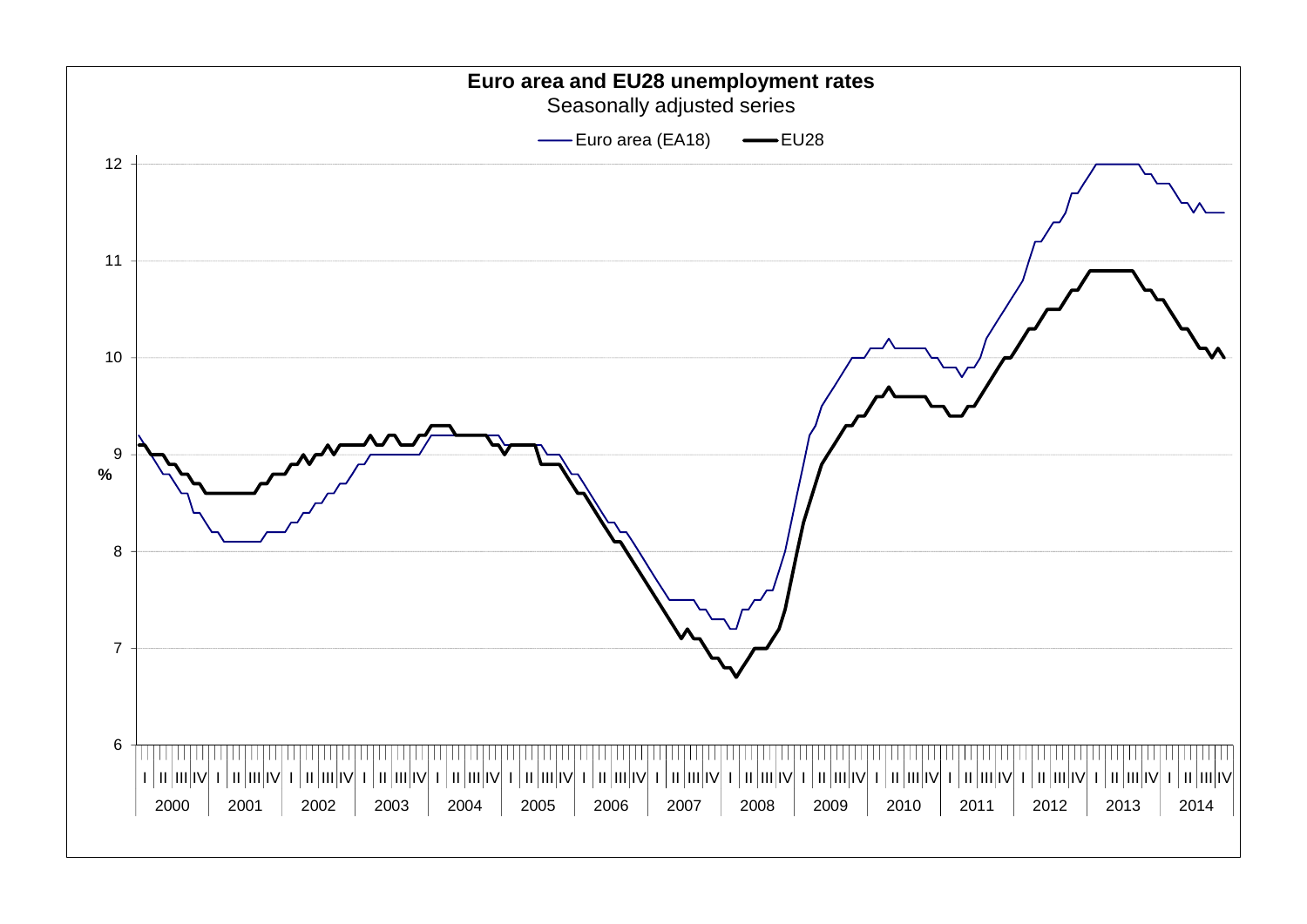**Euro area and EU28 unemployment rates**

Seasonally adjusted series

Euro area (EA18) — EU28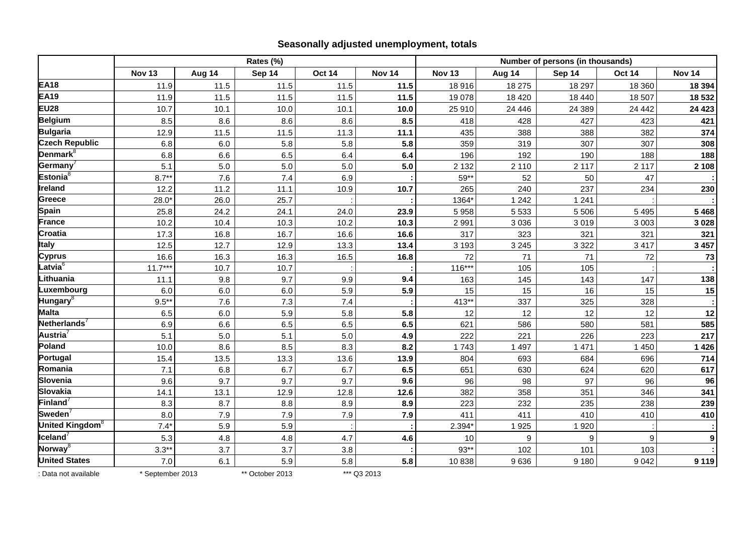## Seasonally adjusted unemployment, totals

| | Rates (%) | | | | | Number of persons (in thousands) | | | | |
|---|---|---|---|---|---|---|---|---|---|---|
| | Nov 13 | Aug 14 | Sep 14 | Oct 14 | Nov 14 | Nov 13 | Aug 14 | Sep 14 | Oct 14 | Nov 14 |
| EA18 | 11.9 | 11.5 | 11.5 | 11.5 | **11.5** | 18 916 | 18 275 | 18 297 | 18 360 | **18 394** |
| EA19 | 11.9 | 11.5 | 11.5 | 11.5 | **11.5** | 19 078 | 18 420 | 18 440 | 18 507 | **18 532** |
| EU28 | 10.7 | 10.1 | 10.0 | 10.1 | **10.0** | 25 910 | 24 446 | 24 389 | 24 442 | **24 423** |
| Belgium | 8.5 | 8.6 | 8.6 | 8.6 | **8.5** | 418 | 428 | 427 | 423 | **421** |
| Bulgaria | 12.9 | 11.5 | 11.5 | 11.3 | **11.1** | 435 | 388 | 388 | 382 | **374** |
| Czech Republic | 6.8 | 6.0 | 5.8 | 5.8 | **5.8** | 359 | 319 | 307 | 307 | **308** |
| Denmark[8] | 6.8 | 6.6 | 6.5 | 6.4 | **6.4** | 196 | 192 | 190 | 188 | **188** |
| Germany[7] | 5.1 | 5.0 | 5.0 | 5.0 | **5.0** | 2 132 | 2 110 | 2 117 | 2 117 | **2 108** |
| Estonia[8] | 8.7** | 7.6 | 7.4 | 6.9 | **:** | 59** | 52 | 50 | 47 | **:** |
| Ireland | 12.2 | 11.2 | 11.1 | 10.9 | **10.7** | 265 | 240 | 237 | 234 | **230** |
| Greece | 28.0* | 26.0 | 25.7 | : | **:** | 1364* | 1 242 | 1 241 | : | **:** |
| Spain | 25.8 | 24.2 | 24.1 | 24.0 | **23.9** | 5 958 | 5 533 | 5 506 | 5 495 | **5 468** |
| France | 10.2 | 10.4 | 10.3 | 10.2 | **10.3** | 2 991 | 3 036 | 3 019 | 3 003 | **3 028** |
| Croatia | 17.3 | 16.8 | 16.7 | 16.6 | **16.6** | 317 | 323 | 321 | 321 | **321** |
| Italy | 12.5 | 12.7 | 12.9 | 13.3 | **13.4** | 3 193 | 3 245 | 3 322 | 3 417 | **3 457** |
| Cyprus | 16.6 | 16.3 | 16.3 | 16.5 | **16.8** | 72 | 71 | 71 | 72 | **73** |
| Latvia[6] | 11.7*** | 10.7 | 10.7 | : | **:** | 116*** | 105 | 105 | : | **:** |
| Lithuania | 11.1 | 9.8 | 9.7 | 9.9 | **9.4** | 163 | 145 | 143 | 147 | **138** |
| Luxembourg | 6.0 | 6.0 | 6.0 | 5.9 | **5.9** | 15 | 15 | 16 | 15 | **15** |
| Hungary[8] | 9.5** | 7.6 | 7.3 | 7.4 | **:** | 413** | 337 | 325 | 328 | **:** |
| Malta | 6.5 | 6.0 | 5.9 | 5.8 | **5.8** | 12 | 12 | 12 | 12 | **12** |
| Netherlands[7] | 6.9 | 6.6 | 6.5 | 6.5 | **6.5** | 621 | 586 | 580 | 581 | **585** |
| Austria[7] | 5.1 | 5.0 | 5.1 | 5.0 | **4.9** | 222 | 221 | 226 | 223 | **217** |
| Poland | 10.0 | 8.6 | 8.5 | 8.3 | **8.2** | 1 743 | 1 497 | 1 471 | 1 450 | **1 426** |
| Portugal | 15.4 | 13.5 | 13.3 | 13.6 | **13.9** | 804 | 693 | 684 | 696 | **714** |
| Romania | 7.1 | 6.8 | 6.7 | 6.7 | **6.5** | 651 | 630 | 624 | 620 | **617** |
| Slovenia | 9.6 | 9.7 | 9.7 | 9.7 | **9.6** | 96 | 98 | 97 | 96 | **96** |
| Slovakia | 14.1 | 13.1 | 12.9 | 12.8 | **12.6** | 382 | 358 | 351 | 346 | **341** |
| Finland[7] | 8.3 | 8.7 | 8.8 | 8.9 | **8.9** | 223 | 232 | 235 | 238 | **239** |
| Sweden[7] | 8.0 | 7.9 | 7.9 | 7.9 | **7.9** | 411 | 411 | 410 | 410 | **410** |
| United Kingdom[8] | 7.4* | 5.9 | 5.9 | : | **:** | 2.394* | 1 925 | 1 920 | : | **:** |
| Iceland[7] | 5.3 | 4.8 | 4.8 | 4.7 | **4.6** | 10 | 9 | 9 | 9 | **9** |
| Norway[8] | 3.3** | 3.7 | 3.7 | 3.8 | **:** | 93** | 102 | 101 | 103 | **:** |
| United States | 7.0 | 6.1 | 5.9 | 5.8 | **5.8** | 10 838 | 9 636 | 9 180 | 9 042 | **9 119** |

: Data not available    * September 2013    ** October 2013    *** Q3 2013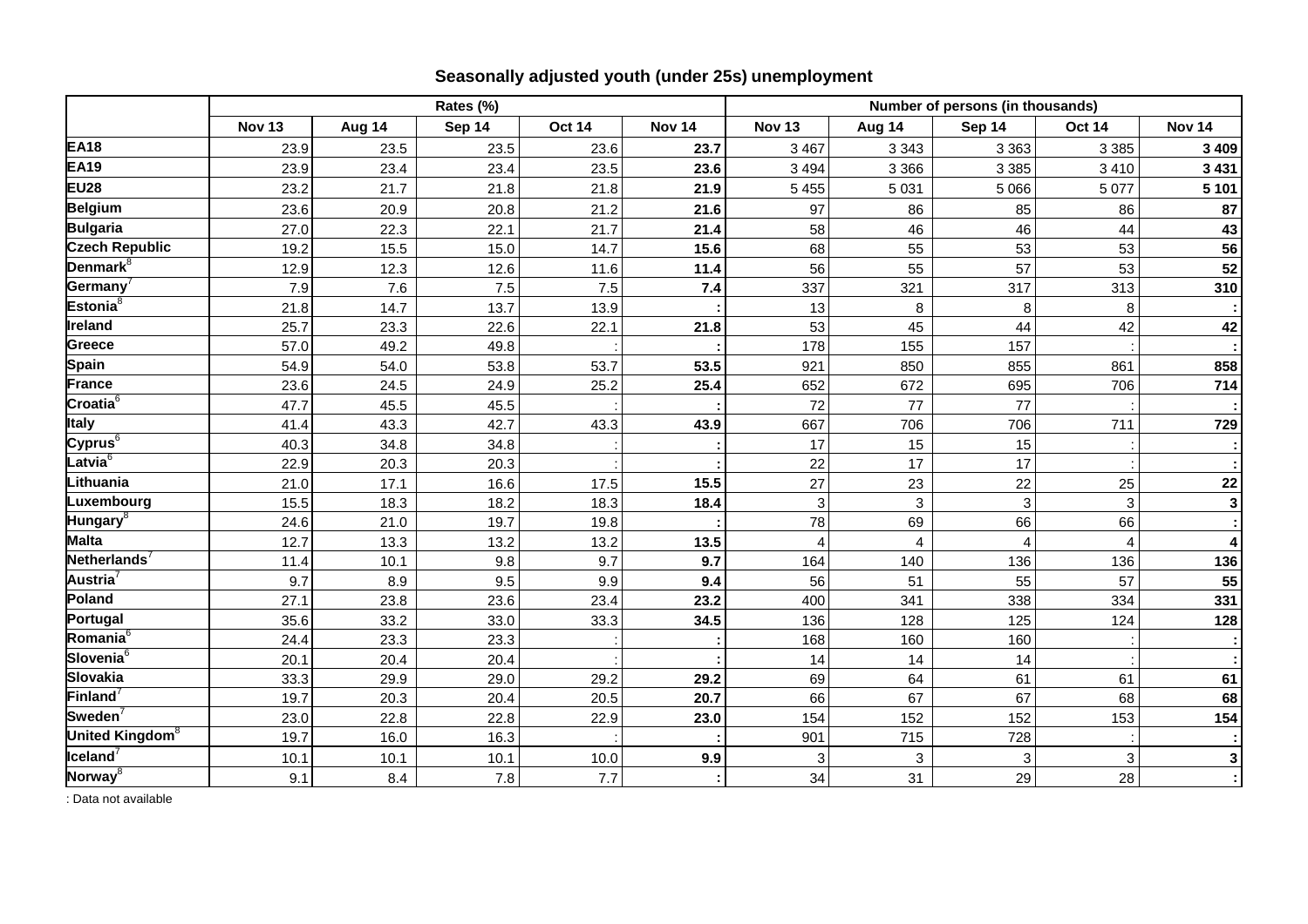## Seasonally adjusted youth (under 25s) unemployment

| | Rates (%) | | | | | Number of persons (in thousands) | | | | |
|---|---|---|---|---|---|---|---|---|---|---|
| | Nov 13 | Aug 14 | Sep 14 | Oct 14 | Nov 14 | Nov 13 | Aug 14 | Sep 14 | Oct 14 | Nov 14 |
| **EA18** | 23.9 | 23.5 | 23.5 | 23.6 | **23.7** | 3 467 | 3 343 | 3 363 | 3 385 | **3 409** |
| **EA19** | 23.9 | 23.4 | 23.4 | 23.5 | **23.6** | 3 494 | 3 366 | 3 385 | 3 410 | **3 431** |
| **EU28** | 23.2 | 21.7 | 21.8 | 21.8 | **21.9** | 5 455 | 5 031 | 5 066 | 5 077 | **5 101** |
| **Belgium** | 23.6 | 20.9 | 20.8 | 21.2 | **21.6** | 97 | 86 | 85 | 86 | **87** |
| **Bulgaria** | 27.0 | 22.3 | 22.1 | 21.7 | **21.4** | 58 | 46 | 46 | 44 | **43** |
| **Czech Republic** | 19.2 | 15.5 | 15.0 | 14.7 | **15.6** | 68 | 55 | 53 | 53 | **56** |
| **Denmark**[8] | 12.9 | 12.3 | 12.6 | 11.6 | **11.4** | 56 | 55 | 57 | 53 | **52** |
| **Germany**[7] | 7.9 | 7.6 | 7.5 | 7.5 | **7.4** | 337 | 321 | 317 | 313 | **310** |
| **Estonia**[8] | 21.8 | 14.7 | 13.7 | 13.9 | **:** | 13 | 8 | 8 | 8 | **:** |
| **Ireland** | 25.7 | 23.3 | 22.6 | 22.1 | **21.8** | 53 | 45 | 44 | 42 | **42** |
| **Greece** | 57.0 | 49.2 | 49.8 | : | **:** | 178 | 155 | 157 | : | **:** |
| **Spain** | 54.9 | 54.0 | 53.8 | 53.7 | **53.5** | 921 | 850 | 855 | 861 | **858** |
| **France** | 23.6 | 24.5 | 24.9 | 25.2 | **25.4** | 652 | 672 | 695 | 706 | **714** |
| **Croatia**[6] | 47.7 | 45.5 | 45.5 | : | **:** | 72 | 77 | 77 | : | **:** |
| **Italy** | 41.4 | 43.3 | 42.7 | 43.3 | **43.9** | 667 | 706 | 706 | 711 | **729** |
| **Cyprus**[6] | 40.3 | 34.8 | 34.8 | : | **:** | 17 | 15 | 15 | : | **:** |
| **Latvia**[6] | 22.9 | 20.3 | 20.3 | : | **:** | 22 | 17 | 17 | : | **:** |
| **Lithuania** | 21.0 | 17.1 | 16.6 | 17.5 | **15.5** | 27 | 23 | 22 | 25 | **22** |
| **Luxembourg** | 15.5 | 18.3 | 18.2 | 18.3 | **18.4** | 3 | 3 | 3 | 3 | **3** |
| **Hungary**[8] | 24.6 | 21.0 | 19.7 | 19.8 | **:** | 78 | 69 | 66 | 66 | **:** |
| **Malta** | 12.7 | 13.3 | 13.2 | 13.2 | **13.5** | 4 | 4 | 4 | 4 | **4** |
| **Netherlands**[7] | 11.4 | 10.1 | 9.8 | 9.7 | **9.7** | 164 | 140 | 136 | 136 | **136** |
| **Austria**[7] | 9.7 | 8.9 | 9.5 | 9.9 | **9.4** | 56 | 51 | 55 | 57 | **55** |
| **Poland** | 27.1 | 23.8 | 23.6 | 23.4 | **23.2** | 400 | 341 | 338 | 334 | **331** |
| **Portugal** | 35.6 | 33.2 | 33.0 | 33.3 | **34.5** | 136 | 128 | 125 | 124 | **128** |
| **Romania**[6] | 24.4 | 23.3 | 23.3 | : | **:** | 168 | 160 | 160 | : | **:** |
| **Slovenia**[6] | 20.1 | 20.4 | 20.4 | : | **:** | 14 | 14 | 14 | : | **:** |
| **Slovakia** | 33.3 | 29.9 | 29.0 | 29.2 | **29.2** | 69 | 64 | 61 | 61 | **61** |
| **Finland**[7] | 19.7 | 20.3 | 20.4 | 20.5 | **20.7** | 66 | 67 | 67 | 68 | **68** |
| **Sweden**[7] | 23.0 | 22.8 | 22.8 | 22.9 | **23.0** | 154 | 152 | 152 | 153 | **154** |
| **United Kingdom**[8] | 19.7 | 16.0 | 16.3 | : | **:** | 901 | 715 | 728 | : | **:** |
| **Iceland**[7] | 10.1 | 10.1 | 10.1 | 10.0 | **9.9** | 3 | 3 | 3 | 3 | **3** |
| **Norway**[8] | 9.1 | 8.4 | 7.8 | 7.7 | **:** | 34 | 31 | 29 | 28 | **:** |

: Data not available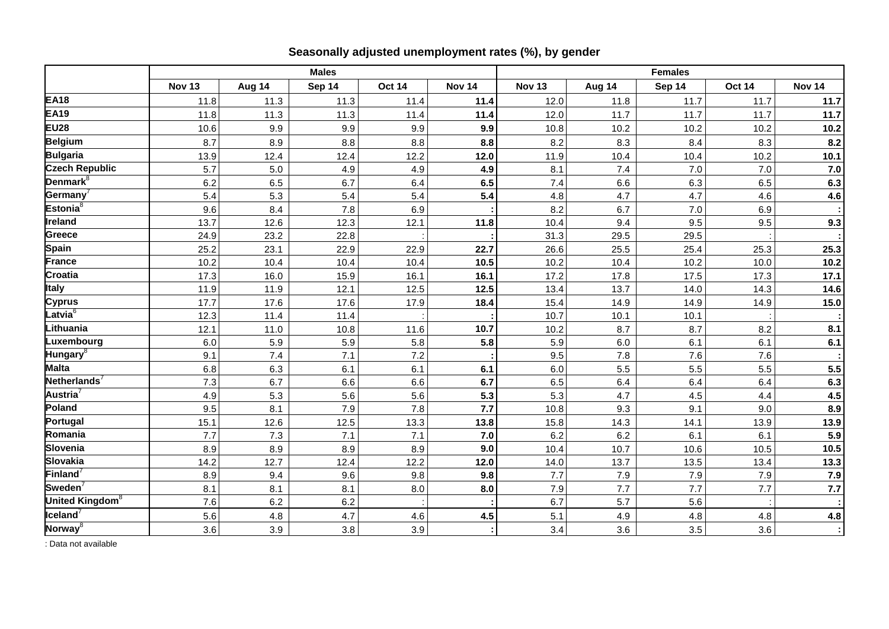## Seasonally adjusted unemployment rates (%), by gender

| | Males | | | | | Females | | | | |
|---|---|---|---|---|---|---|---|---|---|---|
| | Nov 13 | Aug 14 | Sep 14 | Oct 14 | Nov 14 | Nov 13 | Aug 14 | Sep 14 | Oct 14 | Nov 14 |
| **EA18** | 11.8 | 11.3 | 11.3 | 11.4 | **11.4** | 12.0 | 11.8 | 11.7 | 11.7 | **11.7** |
| **EA19** | 11.8 | 11.3 | 11.3 | 11.4 | **11.4** | 12.0 | 11.7 | 11.7 | 11.7 | **11.7** |
| **EU28** | 10.6 | 9.9 | 9.9 | 9.9 | **9.9** | 10.8 | 10.2 | 10.2 | 10.2 | **10.2** |
| **Belgium** | 8.7 | 8.9 | 8.8 | 8.8 | **8.8** | 8.2 | 8.3 | 8.4 | 8.3 | **8.2** |
| **Bulgaria** | 13.9 | 12.4 | 12.4 | 12.2 | **12.0** | 11.9 | 10.4 | 10.4 | 10.2 | **10.1** |
| **Czech Republic** | 5.7 | 5.0 | 4.9 | 4.9 | **4.9** | 8.1 | 7.4 | 7.0 | 7.0 | **7.0** |
| **Denmark**[8] | 6.2 | 6.5 | 6.7 | 6.4 | **6.5** | 7.4 | 6.6 | 6.3 | 6.5 | **6.3** |
| **Germany**[7] | 5.4 | 5.3 | 5.4 | 5.4 | **5.4** | 4.8 | 4.7 | 4.7 | 4.6 | **4.6** |
| **Estonia**[8] | 9.6 | 8.4 | 7.8 | 6.9 | **:** | 8.2 | 6.7 | 7.0 | 6.9 | **:** |
| **Ireland** | 13.7 | 12.6 | 12.3 | 12.1 | **11.8** | 10.4 | 9.4 | 9.5 | 9.5 | **9.3** |
| **Greece** | 24.9 | 23.2 | 22.8 | : | **:** | 31.3 | 29.5 | 29.5 | : | **:** |
| **Spain** | 25.2 | 23.1 | 22.9 | 22.9 | **22.7** | 26.6 | 25.5 | 25.4 | 25.3 | **25.3** |
| **France** | 10.2 | 10.4 | 10.4 | 10.4 | **10.5** | 10.2 | 10.4 | 10.2 | 10.0 | **10.2** |
| **Croatia** | 17.3 | 16.0 | 15.9 | 16.1 | **16.1** | 17.2 | 17.8 | 17.5 | 17.3 | **17.1** |
| **Italy** | 11.9 | 11.9 | 12.1 | 12.5 | **12.5** | 13.4 | 13.7 | 14.0 | 14.3 | **14.6** |
| **Cyprus** | 17.7 | 17.6 | 17.6 | 17.9 | **18.4** | 15.4 | 14.9 | 14.9 | 14.9 | **15.0** |
| **Latvia**[6] | 12.3 | 11.4 | 11.4 | : | **:** | 10.7 | 10.1 | 10.1 | : | **:** |
| **Lithuania** | 12.1 | 11.0 | 10.8 | 11.6 | **10.7** | 10.2 | 8.7 | 8.7 | 8.2 | **8.1** |
| **Luxembourg** | 6.0 | 5.9 | 5.9 | 5.8 | **5.8** | 5.9 | 6.0 | 6.1 | 6.1 | **6.1** |
| **Hungary**[8] | 9.1 | 7.4 | 7.1 | 7.2 | **:** | 9.5 | 7.8 | 7.6 | 7.6 | **:** |
| **Malta** | 6.8 | 6.3 | 6.1 | 6.1 | **6.1** | 6.0 | 5.5 | 5.5 | 5.5 | **5.5** |
| **Netherlands**[7] | 7.3 | 6.7 | 6.6 | 6.6 | **6.7** | 6.5 | 6.4 | 6.4 | 6.4 | **6.3** |
| **Austria**[7] | 4.9 | 5.3 | 5.6 | 5.6 | **5.3** | 5.3 | 4.7 | 4.5 | 4.4 | **4.5** |
| **Poland** | 9.5 | 8.1 | 7.9 | 7.8 | **7.7** | 10.8 | 9.3 | 9.1 | 9.0 | **8.9** |
| **Portugal** | 15.1 | 12.6 | 12.5 | 13.3 | **13.8** | 15.8 | 14.3 | 14.1 | 13.9 | **13.9** |
| **Romania** | 7.7 | 7.3 | 7.1 | 7.1 | **7.0** | 6.2 | 6.2 | 6.1 | 6.1 | **5.9** |
| **Slovenia** | 8.9 | 8.9 | 8.9 | 8.9 | **9.0** | 10.4 | 10.7 | 10.6 | 10.5 | **10.5** |
| **Slovakia** | 14.2 | 12.7 | 12.4 | 12.2 | **12.0** | 14.0 | 13.7 | 13.5 | 13.4 | **13.3** |
| **Finland**[7] | 8.9 | 9.4 | 9.6 | 9.8 | **9.8** | 7.7 | 7.9 | 7.9 | 7.9 | **7.9** |
| **Sweden**[7] | 8.1 | 8.1 | 8.1 | 8.0 | **8.0** | 7.9 | 7.7 | 7.7 | 7.7 | **7.7** |
| **United Kingdom**[8] | 7.6 | 6.2 | 6.2 | : | **:** | 6.7 | 5.7 | 5.6 | : | **:** |
| **Iceland**[7] | 5.6 | 4.8 | 4.7 | 4.6 | **4.5** | 5.1 | 4.9 | 4.8 | 4.8 | **4.8** |
| **Norway**[8] | 3.6 | 3.9 | 3.8 | 3.9 | **:** | 3.4 | 3.6 | 3.5 | 3.6 | **:** |

: Data not available